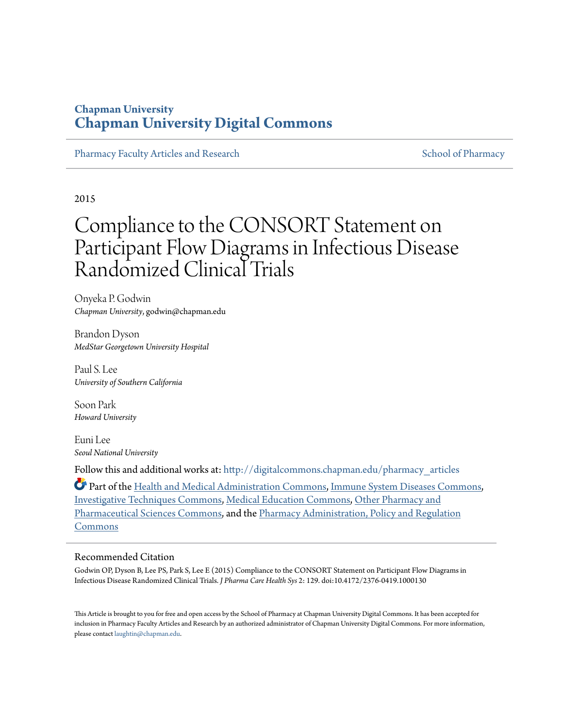**Chapman University**
**Chapman University Digital Commons**

Pharmacy Faculty Articles and Research | School of Pharmacy

2015

# Compliance to the CONSORT Statement on Participant Flow Diagrams in Infectious Disease Randomized Clinical Trials

Onyeka P. Godwin
*Chapman University*, godwin@chapman.edu

Brandon Dyson
*MedStar Georgetown University Hospital*

Paul S. Lee
*University of Southern California*

Soon Park
*Howard University*

Euni Lee
*Seoul National University*

Follow this and additional works at: http://digitalcommons.chapman.edu/pharmacy_articles

Part of the Health and Medical Administration Commons, Immune System Diseases Commons, Investigative Techniques Commons, Medical Education Commons, Other Pharmacy and Pharmaceutical Sciences Commons, and the Pharmacy Administration, Policy and Regulation Commons

## Recommended Citation

Godwin OP, Dyson B, Lee PS, Park S, Lee E (2015) Compliance to the CONSORT Statement on Participant Flow Diagrams in Infectious Disease Randomized Clinical Trials. *J Pharma Care Health Sys* 2: 129. doi:10.4172/2376-0419.1000130

This Article is brought to you for free and open access by the School of Pharmacy at Chapman University Digital Commons. It has been accepted for inclusion in Pharmacy Faculty Articles and Research by an authorized administrator of Chapman University Digital Commons. For more information, please contact laughtin@chapman.edu.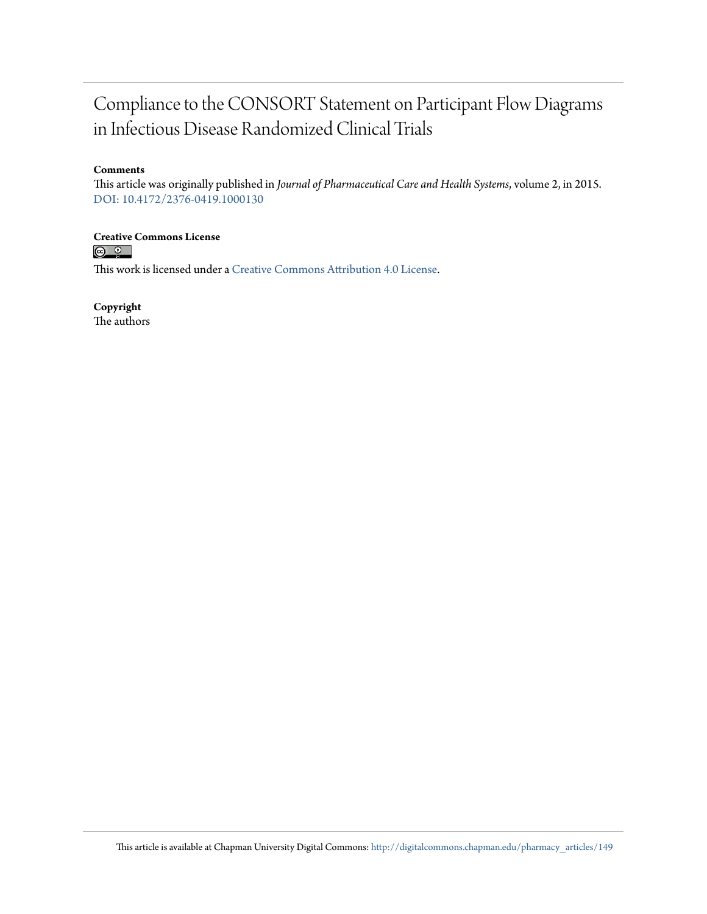# Compliance to the CONSORT Statement on Participant Flow Diagrams in Infectious Disease Randomized Clinical Trials

**Comments**

This article was originally published in *Journal of Pharmaceutical Care and Health Systems*, volume 2, in 2015. DOI: 10.4172/2376-0419.1000130

**Creative Commons License**

This work is licensed under a Creative Commons Attribution 4.0 License.

**Copyright**

The authors

This article is available at Chapman University Digital Commons: http://digitalcommons.chapman.edu/pharmacy_articles/149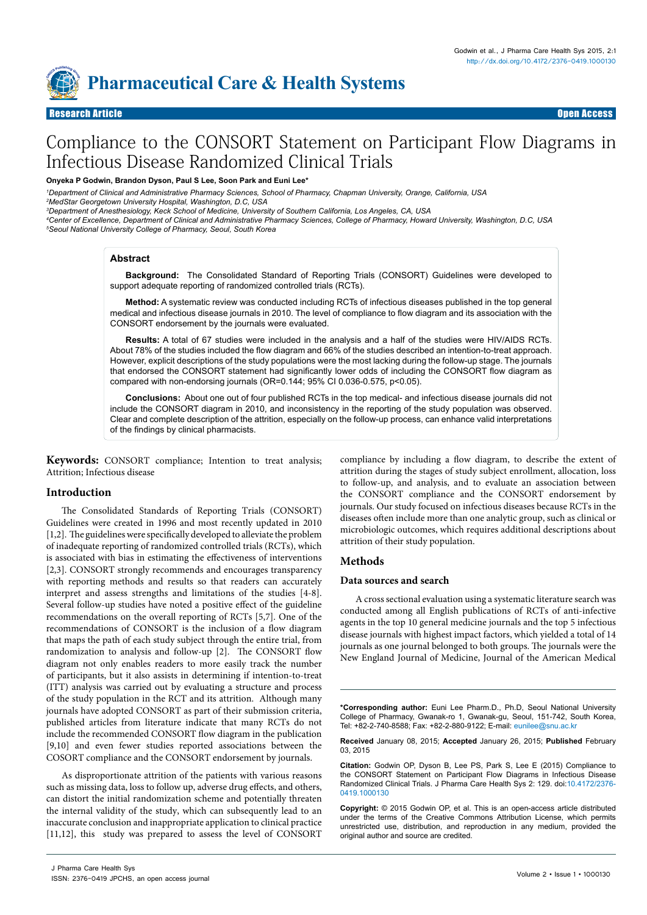# Compliance to the CONSORT Statement on Participant Flow Diagrams in Infectious Disease Randomized Clinical Trials

**Onyeka P Godwin, Brandon Dyson, Paul S Lee, Soon Park and Euni Lee***

[1]*Department of Clinical and Administrative Pharmacy Sciences, School of Pharmacy, Chapman University, Orange, California, USA*
[2]*MedStar Georgetown University Hospital, Washington, D.C, USA*
[3]*Department of Anesthesiology, Keck School of Medicine, University of Southern California, Los Angeles, CA, USA*
[4]*Center of Excellence, Department of Clinical and Administrative Pharmacy Sciences, College of Pharmacy, Howard University, Washington, D.C, USA*
[5]*Seoul National University College of Pharmacy, Seoul, South Korea*

## Abstract

**Background:** The Consolidated Standard of Reporting Trials (CONSORT) Guidelines were developed to support adequate reporting of randomized controlled trials (RCTs).

**Method:** A systematic review was conducted including RCTs of infectious diseases published in the top general medical and infectious disease journals in 2010. The level of compliance to flow diagram and its association with the CONSORT endorsement by the journals were evaluated.

**Results:** A total of 67 studies were included in the analysis and a half of the studies were HIV/AIDS RCTs. About 78% of the studies included the flow diagram and 66% of the studies described an intention-to-treat approach. However, explicit descriptions of the study populations were the most lacking during the follow-up stage. The journals that endorsed the CONSORT statement had significantly lower odds of including the CONSORT flow diagram as compared with non-endorsing journals (OR=0.144; 95% CI 0.036-0.575, $p<0.05$).

**Conclusions:** About one out of four published RCTs in the top medical- and infectious disease journals did not include the CONSORT diagram in 2010, and inconsistency in the reporting of the study population was observed. Clear and complete description of the attrition, especially on the follow-up process, can enhance valid interpretations of the findings by clinical pharmacists.

**Keywords:** CONSORT compliance; Intention to treat analysis; Attrition; Infectious disease

## Introduction

The Consolidated Standards of Reporting Trials (CONSORT) Guidelines were created in 1996 and most recently updated in 2010 [1,2]. The guidelines were specifically developed to alleviate the problem of inadequate reporting of randomized controlled trials (RCTs), which is associated with bias in estimating the effectiveness of interventions [2,3]. CONSORT strongly recommends and encourages transparency with reporting methods and results so that readers can accurately interpret and assess strengths and limitations of the studies [4-8]. Several follow-up studies have noted a positive effect of the guideline recommendations on the overall reporting of RCTs [5,7]. One of the recommendations of CONSORT is the inclusion of a flow diagram that maps the path of each study subject through the entire trial, from randomization to analysis and follow-up [2]. The CONSORT flow diagram not only enables readers to more easily track the number of participants, but it also assists in determining if intention-to-treat (ITT) analysis was carried out by evaluating a structure and process of the study population in the RCT and its attrition. Although many journals have adopted CONSORT as part of their submission criteria, published articles from literature indicate that many RCTs do not include the recommended CONSORT flow diagram in the publication [9,10] and even fewer studies reported associations between the COSORT compliance and the CONSORT endorsement by journals.

As disproportionate attrition of the patients with various reasons such as missing data, loss to follow up, adverse drug effects, and others, can distort the initial randomization scheme and potentially threaten the internal validity of the study, which can subsequently lead to an inaccurate conclusion and inappropriate application to clinical practice [11,12], this study was prepared to assess the level of CONSORT compliance by including a flow diagram, to describe the extent of attrition during the stages of study subject enrollment, allocation, loss to follow-up, and analysis, and to evaluate an association between the CONSORT compliance and the CONSORT endorsement by journals. Our study focused on infectious diseases because RCTs in the diseases often include more than one analytic group, such as clinical or microbiologic outcomes, which requires additional descriptions about attrition of their study population.

## Methods

### Data sources and search

A cross sectional evaluation using a systematic literature search was conducted among all English publications of RCTs of anti-infective agents in the top 10 general medicine journals and the top 5 infectious disease journals with highest impact factors, which yielded a total of 14 journals as one journal belonged to both groups. The journals were the New England Journal of Medicine, Journal of the American Medical

**\*Corresponding author:** Euni Lee Pharm.D., Ph.D, Seoul National University College of Pharmacy, Gwanak-ro 1, Gwanak-gu, Seoul, 151-742, South Korea, Tel: +82-2-740-8588; Fax: +82-2-880-9122; E-mail: eunilee@snu.ac.kr

**Received** January 08, 2015; **Accepted** January 26, 2015; **Published** February 03, 2015

**Citation:** Godwin OP, Dyson B, Lee PS, Park S, Lee E (2015) Compliance to the CONSORT Statement on Participant Flow Diagrams in Infectious Disease Randomized Clinical Trials. J Pharma Care Health Sys 2: 129. doi:10.4172/2376-0419.1000130

**Copyright:** © 2015 Godwin OP, et al. This is an open-access article distributed under the terms of the Creative Commons Attribution License, which permits unrestricted use, distribution, and reproduction in any medium, provided the original author and source are credited.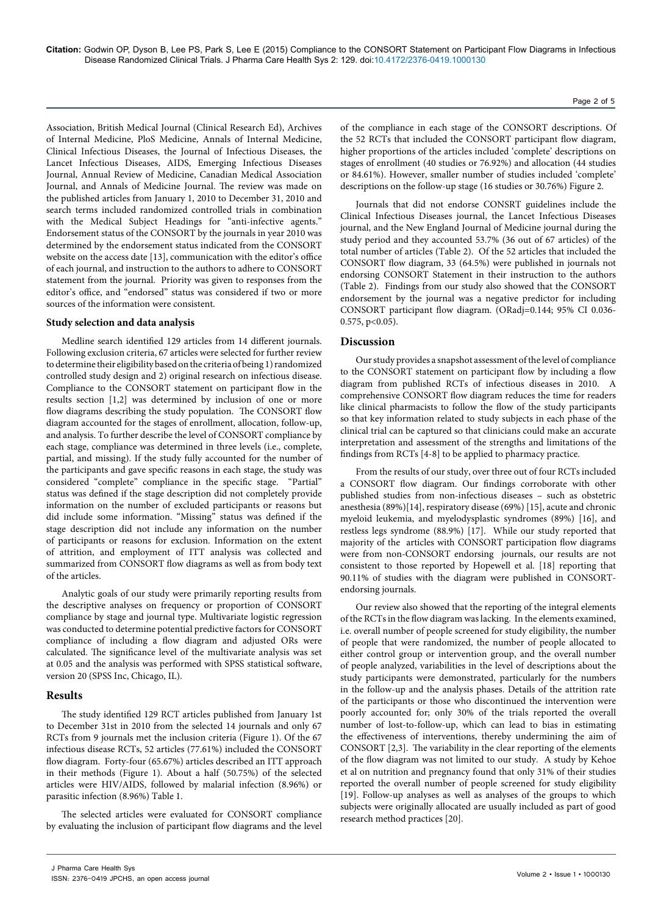Association, British Medical Journal (Clinical Research Ed), Archives of Internal Medicine, PloS Medicine, Annals of Internal Medicine, Clinical Infectious Diseases, the Journal of Infectious Diseases, the Lancet Infectious Diseases, AIDS, Emerging Infectious Diseases Journal, Annual Review of Medicine, Canadian Medical Association Journal, and Annals of Medicine Journal. The review was made on the published articles from January 1, 2010 to December 31, 2010 and search terms included randomized controlled trials in combination with the Medical Subject Headings for "anti-infective agents." Endorsement status of the CONSORT by the journals in year 2010 was determined by the endorsement status indicated from the CONSORT website on the access date [13], communication with the editor's office of each journal, and instruction to the authors to adhere to CONSORT statement from the journal. Priority was given to responses from the editor's office, and "endorsed" status was considered if two or more sources of the information were consistent.

### Study selection and data analysis

Medline search identified 129 articles from 14 different journals. Following exclusion criteria, 67 articles were selected for further review to determine their eligibility based on the criteria of being 1) randomized controlled study design and 2) original research on infectious disease. Compliance to the CONSORT statement on participant flow in the results section [1,2] was determined by inclusion of one or more flow diagrams describing the study population. The CONSORT flow diagram accounted for the stages of enrollment, allocation, follow-up, and analysis. To further describe the level of CONSORT compliance by each stage, compliance was determined in three levels (i.e., complete, partial, and missing). If the study fully accounted for the number of the participants and gave specific reasons in each stage, the study was considered "complete" compliance in the specific stage. "Partial" status was defined if the stage description did not completely provide information on the number of excluded participants or reasons but did include some information. "Missing" status was defined if the stage description did not include any information on the number of participants or reasons for exclusion. Information on the extent of attrition, and employment of ITT analysis was collected and summarized from CONSORT flow diagrams as well as from body text of the articles.

Analytic goals of our study were primarily reporting results from the descriptive analyses on frequency or proportion of CONSORT compliance by stage and journal type. Multivariate logistic regression was conducted to determine potential predictive factors for CONSORT compliance of including a flow diagram and adjusted ORs were calculated. The significance level of the multivariate analysis was set at 0.05 and the analysis was performed with SPSS statistical software, version 20 (SPSS Inc, Chicago, IL).

## Results

The study identified 129 RCT articles published from January 1st to December 31st in 2010 from the selected 14 journals and only 67 RCTs from 9 journals met the inclusion criteria (Figure 1). Of the 67 infectious disease RCTs, 52 articles (77.61%) included the CONSORT flow diagram. Forty-four (65.67%) articles described an ITT approach in their methods (Figure 1). About a half (50.75%) of the selected articles were HIV/AIDS, followed by malarial infection (8.96%) or parasitic infection (8.96%) Table 1.

The selected articles were evaluated for CONSORT compliance by evaluating the inclusion of participant flow diagrams and the level of the compliance in each stage of the CONSORT descriptions. Of the 52 RCTs that included the CONSORT participant flow diagram, higher proportions of the articles included 'complete' descriptions on stages of enrollment (40 studies or 76.92%) and allocation (44 studies or 84.61%). However, smaller number of studies included 'complete' descriptions on the follow-up stage (16 studies or 30.76%) Figure 2.

Journals that did not endorse CONSRT guidelines include the Clinical Infectious Diseases journal, the Lancet Infectious Diseases journal, and the New England Journal of Medicine journal during the study period and they accounted 53.7% (36 out of 67 articles) of the total number of articles (Table 2). Of the 52 articles that included the CONSORT flow diagram, 33 (64.5%) were published in journals not endorsing CONSORT Statement in their instruction to the authors (Table 2). Findings from our study also showed that the CONSORT endorsement by the journal was a negative predictor for including CONSORT participant flow diagram. ($OR_{adj}$=0.144; 95% CI 0.036-0.575, $p<0.05$).

## Discussion

Our study provides a snapshot assessment of the level of compliance to the CONSORT statement on participant flow by including a flow diagram from published RCTs of infectious diseases in 2010. A comprehensive CONSORT flow diagram reduces the time for readers like clinical pharmacists to follow the flow of the study participants so that key information related to study subjects in each phase of the clinical trial can be captured so that clinicians could make an accurate interpretation and assessment of the strengths and limitations of the findings from RCTs [4-8] to be applied to pharmacy practice.

From the results of our study, over three out of four RCTs included a CONSORT flow diagram. Our findings corroborate with other published studies from non-infectious diseases – such as obstetric anesthesia (89%)[14], respiratory disease (69%) [15], acute and chronic myeloid leukemia, and myelodysplastic syndromes (89%) [16], and restless legs syndrome (88.9%) [17]. While our study reported that majority of the articles with CONSORT participation flow diagrams were from non-CONSORT endorsing journals, our results are not consistent to those reported by Hopewell et al. [18] reporting that 90.11% of studies with the diagram were published in CONSORT-endorsing journals.

Our review also showed that the reporting of the integral elements of the RCTs in the flow diagram was lacking. In the elements examined, i.e. overall number of people screened for study eligibility, the number of people that were randomized, the number of people allocated to either control group or intervention group, and the overall number of people analyzed, variabilities in the level of descriptions about the study participants were demonstrated, particularly for the numbers in the follow-up and the analysis phases. Details of the attrition rate of the participants or those who discontinued the intervention were poorly accounted for; only 30% of the trials reported the overall number of lost-to-follow-up, which can lead to bias in estimating the effectiveness of interventions, thereby undermining the aim of CONSORT [2,3]. The variability in the clear reporting of the elements of the flow diagram was not limited to our study. A study by Kehoe et al on nutrition and pregnancy found that only 31% of their studies reported the overall number of people screened for study eligibility [19]. Follow-up analyses as well as analyses of the groups to which subjects were originally allocated are usually included as part of good research method practices [20].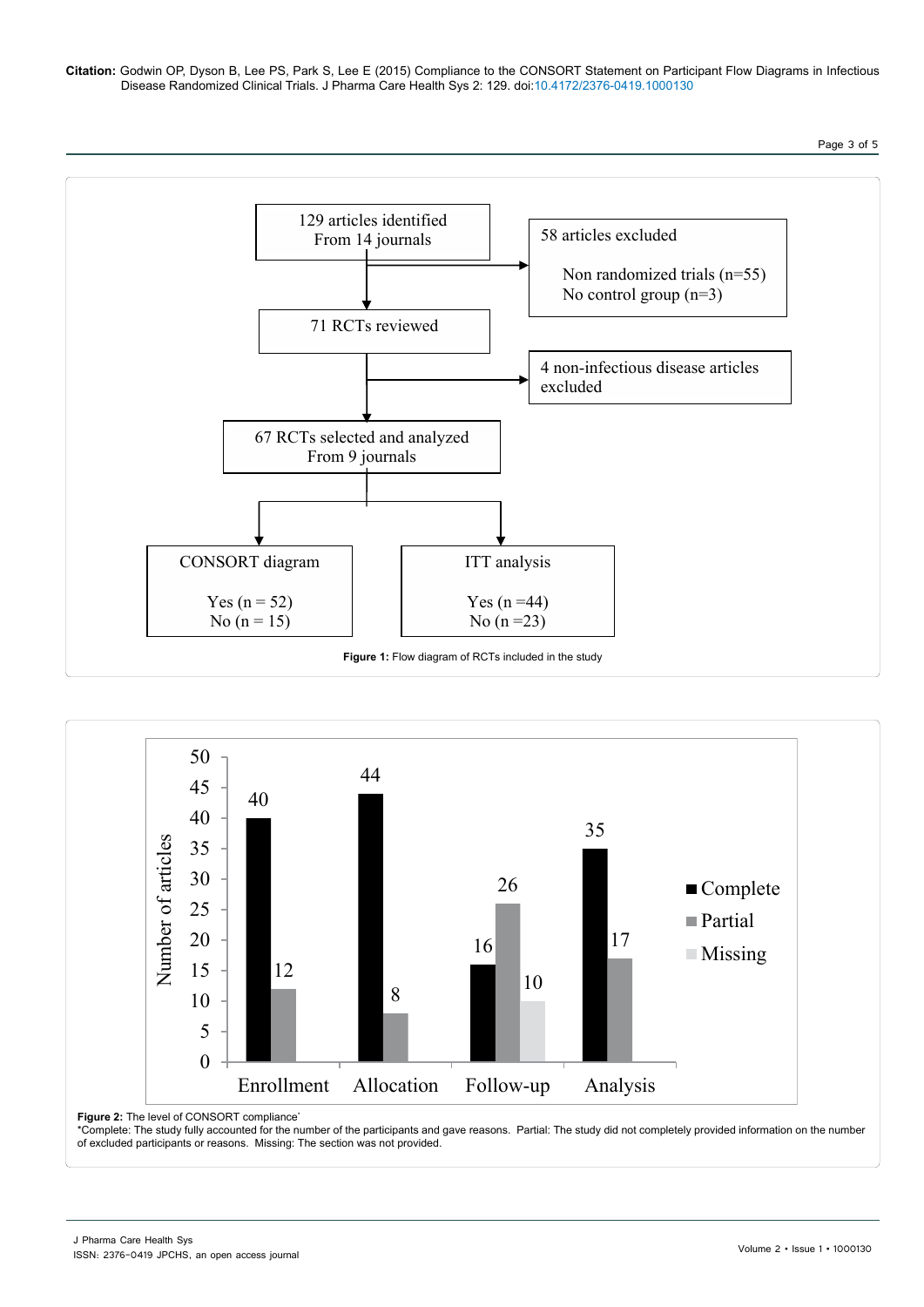129 articles identified
From 14 journals

58 articles excluded

Non randomized trials (n=55)
No control group (n=3)

71 RCTs reviewed

4 non-infectious disease articles excluded

67 RCTs selected and analyzed
From 9 journals

CONSORT diagram

Yes (n = 52)
No (n = 15)

ITT analysis

Yes (n =44)
No (n =23)

**Figure 1:** Flow diagram of RCTs included in the study

| | Complete | Partial | Missing |
|---|---|---|---|
| Enrollment | 40 | 12 | |
| Allocation | 44 | 8 | |
| Follow-up | 16 | 26 | 10 |
| Analysis | 35 | 17 | |

**Figure 2:** The level of CONSORT compliance*
*Complete: The study fully accounted for the number of the participants and gave reasons. Partial: The study did not completely provided information on the number of excluded participants or reasons. Missing: The section was not provided.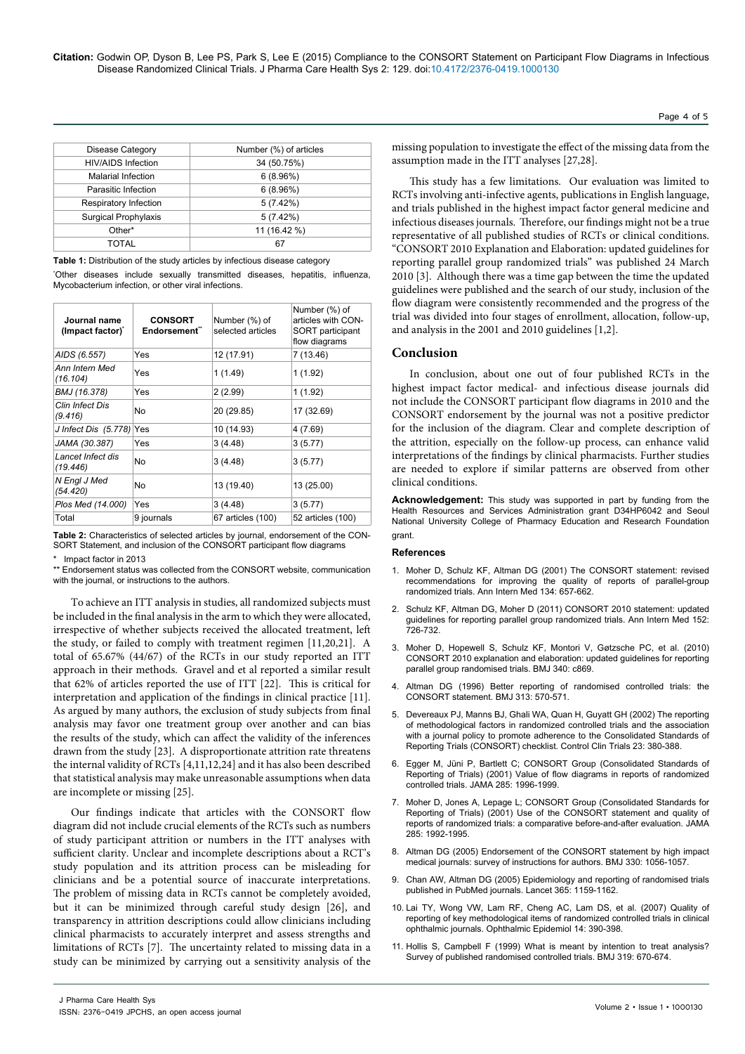| Disease Category | Number (%) of articles |
| --- | --- |
| HIV/AIDS Infection | 34 (50.75%) |
| Malarial Infection | 6 (8.96%) |
| Parasitic Infection | 6 (8.96%) |
| Respiratory Infection | 5 (7.42%) |
| Surgical Prophylaxis | 5 (7.42%) |
| Other* | 11 (16.42 %) |
| TOTAL | 67 |

**Table 1:** Distribution of the study articles by infectious disease category

*Other diseases include sexually transmitted diseases, hepatitis, influenza, Mycobacterium infection, or other viral infections.

| Journal name (Impact factor)* | CONSORT Endorsement** | Number (%) of selected articles | Number (%) of articles with CONSORT participant flow diagrams |
| --- | --- | --- | --- |
| *AIDS (6.557)* | Yes | 12 (17.91) | 7 (13.46) |
| *Ann Intern Med (16.104)* | Yes | 1 (1.49) | 1 (1.92) |
| *BMJ (16.378)* | Yes | 2 (2.99) | 1 (1.92) |
| *Clin Infect Dis (9.416)* | No | 20 (29.85) | 17 (32.69) |
| *J Infect Dis (5.778)* | Yes | 10 (14.93) | 4 (7.69) |
| *JAMA (30.387)* | Yes | 3 (4.48) | 3 (5.77) |
| *Lancet Infect dis (19.446)* | No | 3 (4.48) | 3 (5.77) |
| *N Engl J Med (54.420)* | No | 13 (19.40) | 13 (25.00) |
| *Plos Med (14.000)* | Yes | 3 (4.48) | 3 (5.77) |
| Total | 9 journals | 67 articles (100) | 52 articles (100) |

**Table 2:** Characteristics of selected articles by journal, endorsement of the CONSORT Statement, and inclusion of the CONSORT participant flow diagrams

\* Impact factor in 2013

\*\* Endorsement status was collected from the CONSORT website, communication with the journal, or instructions to the authors.

To achieve an ITT analysis in studies, all randomized subjects must be included in the final analysis in the arm to which they were allocated, irrespective of whether subjects received the allocated treatment, left the study, or failed to comply with treatment regimen [11,20,21]. A total of 65.67% (44/67) of the RCTs in our study reported an ITT approach in their methods. Gravel and et al reported a similar result that 62% of articles reported the use of ITT [22]. This is critical for interpretation and application of the findings in clinical practice [11]. As argued by many authors, the exclusion of study subjects from final analysis may favor one treatment group over another and can bias the results of the study, which can affect the validity of the inferences drawn from the study [23]. A disproportionate attrition rate threatens the internal validity of RCTs [4,11,12,24] and it has also been described that statistical analysis may make unreasonable assumptions when data are incomplete or missing [25].

Our findings indicate that articles with the CONSORT flow diagram did not include crucial elements of the RCTs such as numbers of study participant attrition or numbers in the ITT analyses with sufficient clarity. Unclear and incomplete descriptions about a RCT's study population and its attrition process can be misleading for clinicians and be a potential source of inaccurate interpretations. The problem of missing data in RCTs cannot be completely avoided, but it can be minimized through careful study design [26], and transparency in attrition descriptions could allow clinicians including clinical pharmacists to accurately interpret and assess strengths and limitations of RCTs [7]. The uncertainty related to missing data in a study can be minimized by carrying out a sensitivity analysis of the missing population to investigate the effect of the missing data from the assumption made in the ITT analyses [27,28].

This study has a few limitations. Our evaluation was limited to RCTs involving anti-infective agents, publications in English language, and trials published in the highest impact factor general medicine and infectious diseases journals. Therefore, our findings might not be a true representative of all published studies of RCTs or clinical conditions. "CONSORT 2010 Explanation and Elaboration: updated guidelines for reporting parallel group randomized trials" was published 24 March 2010 [3]. Although there was a time gap between the time the updated guidelines were published and the search of our study, inclusion of the flow diagram were consistently recommended and the progress of the trial was divided into four stages of enrollment, allocation, follow-up, and analysis in the 2001 and 2010 guidelines [1,2].

## Conclusion

In conclusion, about one out of four published RCTs in the highest impact factor medical- and infectious disease journals did not include the CONSORT participant flow diagrams in 2010 and the CONSORT endorsement by the journal was not a positive predictor for the inclusion of the diagram. Clear and complete description of the attrition, especially on the follow-up process, can enhance valid interpretations of the findings by clinical pharmacists. Further studies are needed to explore if similar patterns are observed from other clinical conditions.

**Acknowledgement:** This study was supported in part by funding from the Health Resources and Services Administration grant D34HP6042 and Seoul National University College of Pharmacy Education and Research Foundation grant.

### References

1. Moher D, Schulz KF, Altman DG (2001) The CONSORT statement: revised recommendations for improving the quality of reports of parallel-group randomized trials. Ann Intern Med 134: 657-662.
2. Schulz KF, Altman DG, Moher D (2011) CONSORT 2010 statement: updated guidelines for reporting parallel group randomized trials. Ann Intern Med 152: 726-732.
3. Moher D, Hopewell S, Schulz KF, Montori V, Gøtzsche PC, et al. (2010) CONSORT 2010 explanation and elaboration: updated guidelines for reporting parallel group randomised trials. BMJ 340: c869.
4. Altman DG (1996) Better reporting of randomised controlled trials: the CONSORT statement. BMJ 313: 570-571.
5. Devereaux PJ, Manns BJ, Ghali WA, Quan H, Guyatt GH (2002) The reporting of methodological factors in randomized controlled trials and the association with a journal policy to promote adherence to the Consolidated Standards of Reporting Trials (CONSORT) checklist. Control Clin Trials 23: 380-388.
6. Egger M, Jüni P, Bartlett C; CONSORT Group (Consolidated Standards of Reporting of Trials) (2001) Value of flow diagrams in reports of randomized controlled trials. JAMA 285: 1996-1999.
7. Moher D, Jones A, Lepage L; CONSORT Group (Consolidated Standards for Reporting of Trials) (2001) Use of the CONSORT statement and quality of reports of randomized trials: a comparative before-and-after evaluation. JAMA 285: 1992-1995.
8. Altman DG (2005) Endorsement of the CONSORT statement by high impact medical journals: survey of instructions for authors. BMJ 330: 1056-1057.
9. Chan AW, Altman DG (2005) Epidemiology and reporting of randomised trials published in PubMed journals. Lancet 365: 1159-1162.
10. Lai TY, Wong VW, Lam RF, Cheng AC, Lam DS, et al. (2007) Quality of reporting of key methodological items of randomized controlled trials in clinical ophthalmic journals. Ophthalmic Epidemiol 14: 390-398.
11. Hollis S, Campbell F (1999) What is meant by intention to treat analysis? Survey of published randomised controlled trials. BMJ 319: 670-674.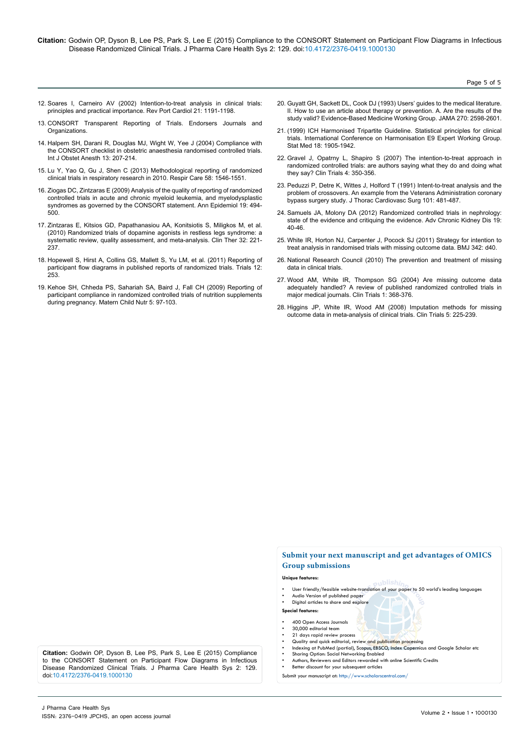12. Soares I, Carneiro AV (2002) Intention-to-treat analysis in clinical trials: principles and practical importance. Rev Port Cardiol 21: 1191-1198.

13. CONSORT Transparent Reporting of Trials. Endorsers Journals and Organizations.

14. Halpern SH, Darani R, Douglas MJ, Wight W, Yee J (2004) Compliance with the CONSORT checklist in obstetric anaesthesia randomised controlled trials. Int J Obstet Anesth 13: 207-214.

15. Lu Y, Yao Q, Gu J, Shen C (2013) Methodological reporting of randomized clinical trials in respiratory research in 2010. Respir Care 58: 1546-1551.

16. Ziogas DC, Zintzaras E (2009) Analysis of the quality of reporting of randomized controlled trials in acute and chronic myeloid leukemia, and myelodysplastic syndromes as governed by the CONSORT statement. Ann Epidemiol 19: 494-500.

17. Zintzaras E, Kitsios GD, Papathanasiou AA, Konitsiotis S, Miligkos M, et al. (2010) Randomized trials of dopamine agonists in restless legs syndrome: a systematic review, quality assessment, and meta-analysis. Clin Ther 32: 221-237.

18. Hopewell S, Hirst A, Collins GS, Mallett S, Yu LM, et al. (2011) Reporting of participant flow diagrams in published reports of randomized trials. Trials 12: 253.

19. Kehoe SH, Chheda PS, Sahariah SA, Baird J, Fall CH (2009) Reporting of participant compliance in randomized controlled trials of nutrition supplements during pregnancy. Matern Child Nutr 5: 97-103.

20. Guyatt GH, Sackett DL, Cook DJ (1993) Users' guides to the medical literature. II. How to use an article about therapy or prevention. A. Are the results of the study valid? Evidence-Based Medicine Working Group. JAMA 270: 2598-2601.

21. (1999) ICH Harmonised Tripartite Guideline. Statistical principles for clinical trials. International Conference on Harmonisation E9 Expert Working Group. Stat Med 18: 1905-1942.

22. Gravel J, Opatrny L, Shapiro S (2007) The intention-to-treat approach in randomized controlled trials: are authors saying what they do and doing what they say? Clin Trials 4: 350-356.

23. Peduzzi P, Detre K, Wittes J, Holford T (1991) Intent-to-treat analysis and the problem of crossovers. An example from the Veterans Administration coronary bypass surgery study. J Thorac Cardiovasc Surg 101: 481-487.

24. Samuels JA, Molony DA (2012) Randomized controlled trials in nephrology: state of the evidence and critiquing the evidence. Adv Chronic Kidney Dis 19: 40-46.

25. White IR, Horton NJ, Carpenter J, Pocock SJ (2011) Strategy for intention to treat analysis in randomised trials with missing outcome data. BMJ 342: d40.

26. National Research Council (2010) The prevention and treatment of missing data in clinical trials.

27. Wood AM, White IR, Thompson SG (2004) Are missing outcome data adequately handled? A review of published randomized controlled trials in major medical journals. Clin Trials 1: 368-376.

28. Higgins JP, White IR, Wood AM (2008) Imputation methods for missing outcome data in meta-analysis of clinical trials. Clin Trials 5: 225-239.

**Citation:** Godwin OP, Dyson B, Lee PS, Park S, Lee E (2015) Compliance to the CONSORT Statement on Participant Flow Diagrams in Infectious Disease Randomized Clinical Trials. J Pharma Care Health Sys 2: 129. doi:10.4172/2376-0419.1000130

**Submit your next manuscript and get advantages of OMICS Group submissions**

**Unique features:**

- User friendly/feasible website-translation of your paper to 50 world's leading languages
- Audio Version of published paper
- Digital articles to share and explore

**Special features:**

- 400 Open Access Journals
- 30,000 editorial team
- 21 days rapid review process
- Quality and quick editorial, review and publication processing
- Indexing at PubMed (partial), Scopus, EBSCO, Index Copernicus and Google Scholar etc
- Sharing Option: Social Networking Enabled
- Authors, Reviewers and Editors rewarded with online Scientific Credits
- Better discount for your subsequent articles

Submit your manuscript at: http://www.scholarscentral.com/